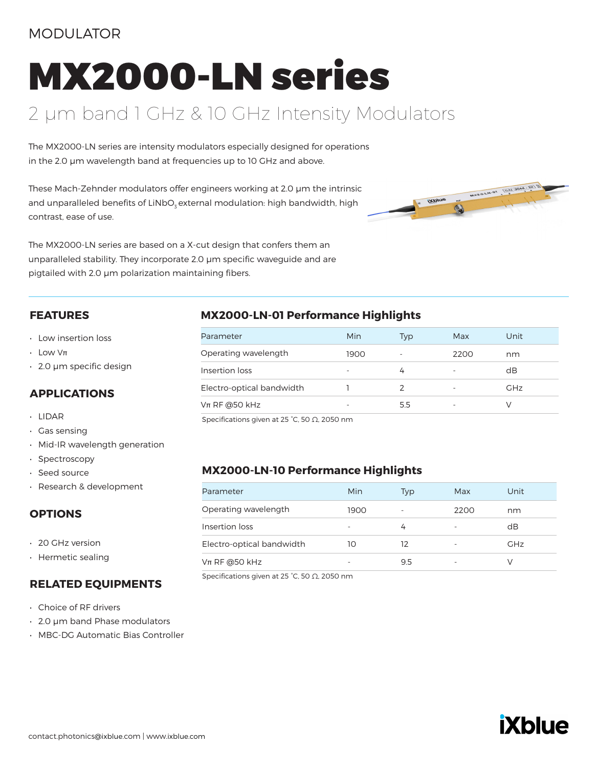MODULATOR

# MX2000-LN series

## 2 µm band 1 GHz & 10 GHz Intensity Modulators

The MX2000-LN series are intensity modulators especially designed for operations in the 2.0 µm wavelength band at frequencies up to 10 GHz and above.

These Mach-Zehnder modulators offer engineers working at 2.0 µm the intrinsic and unparalleled benefits of $LiNbO_3$ external modulation: high bandwidth, high contrast, ease of use.

The MX2000-LN series are based on a X-cut design that confers them an unparalleled stability. They incorporate 2.0 µm specific waveguide and are pigtailed with 2.0 µm polarization maintaining fibers.

### FEATURES

- Low insertion loss
- Low Vπ
- 2.0 µm specific design

### APPLICATIONS

- LIDAR
- Gas sensing
- Mid-IR wavelength generation
- Spectroscopy
- Seed source
- Research & development

### OPTIONS

- 20 GHz version
- Hermetic sealing

### RELATED EQUIPMENTS

- Choice of RF drivers
- 2.0 µm band Phase modulators
- MBC-DG Automatic Bias Controller

### MX2000-LN-01 Performance Highlights

| Parameter | Min | Typ | Max | Unit |
|---|---|---|---|---|
| Operating wavelength | 1900 | - | 2200 | nm |
| Insertion loss | - | 4 | - | dB |
| Electro-optical bandwidth | 1 | 2 | - | GHz |
| Vπ RF @50 kHz | - | 5.5 | - | V |

Specifications given at 25 °C, 50 Ω, 2050 nm

### MX2000-LN-10 Performance Highlights

| Parameter | Min | Typ | Max | Unit |
|---|---|---|---|---|
| Operating wavelength | 1900 | - | 2200 | nm |
| Insertion loss | - | 4 | - | dB |
| Electro-optical bandwidth | 10 | 12 | - | GHz |
| Vπ RF @50 kHz | - | 9.5 | - | V |

Specifications given at 25 °C, 50 Ω, 2050 nm

contact.photonics@ixblue.com | www.ixblue.com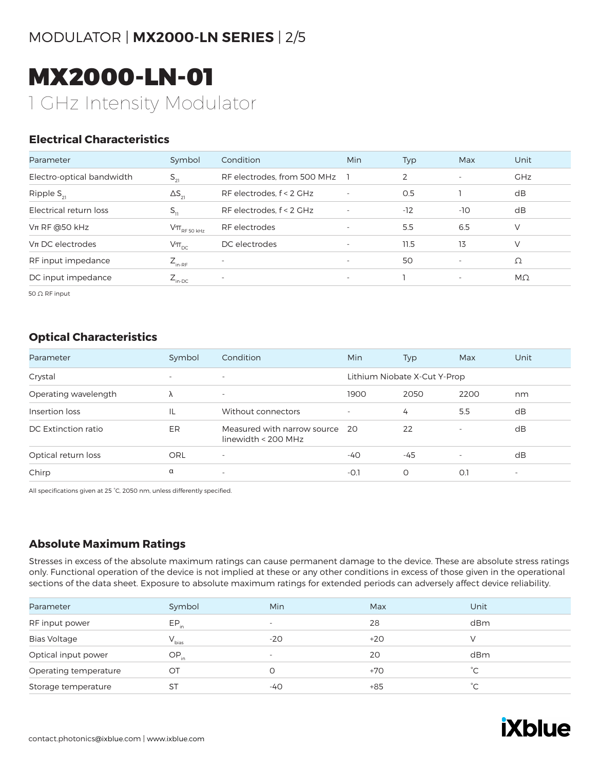# MX2000-LN-01

1 GHz Intensity Modulator

### Electrical Characteristics

| Parameter | Symbol | Condition | Min | Typ | Max | Unit |
|---|---|---|---|---|---|---|
| Electro-optical bandwidth | $S_{21}$ | RF electrodes, from 500 MHz | 1 | 2 | - | GHz |
| Ripple $S_{21}$ | $\Delta S_{21}$ | RF electrodes, f < 2 GHz | - | 0.5 | 1 | dB |
| Electrical return loss | $S_{11}$ | RF electrodes, f < 2 GHz | - | -12 | -10 | dB |
| Vπ RF @50 kHz | $V\pi_{RF\ 50\ kHz}$ | RF electrodes | - | 5.5 | 6.5 | V |
| Vπ DC electrodes | $V\pi_{DC}$ | DC electrodes | - | 11.5 | 13 | V |
| RF input impedance | $Z_{in\text{-}RF}$ | - | - | 50 | - | Ω |
| DC input impedance | $Z_{in\text{-}DC}$ | - | - | 1 | - | MΩ |

50 Ω RF input

### Optical Characteristics

| Parameter | Symbol | Condition | Min | Typ | Max | Unit |
|---|---|---|---|---|---|---|
| Crystal | - | - | Lithium Niobate X-Cut Y-Prop | | | |
| Operating wavelength | λ | - | 1900 | 2050 | 2200 | nm |
| Insertion loss | IL | Without connectors | - | 4 | 5.5 | dB |
| DC Extinction ratio | ER | Measured with narrow source linewidth < 200 MHz | 20 | 22 | - | dB |
| Optical return loss | ORL | - | -40 | -45 | - | dB |
| Chirp | α | - | -0.1 | 0 | 0.1 | - |

All specifications given at 25 °C, 2050 nm, unless differently specified.

### Absolute Maximum Ratings

Stresses in excess of the absolute maximum ratings can cause permanent damage to the device. These are absolute stress ratings only. Functional operation of the device is not implied at these or any other conditions in excess of those given in the operational sections of the data sheet. Exposure to absolute maximum ratings for extended periods can adversely affect device reliability.

| Parameter | Symbol | Min | Max | Unit |
|---|---|---|---|---|
| RF input power | $EP_{in}$ | - | 28 | dBm |
| Bias Voltage | $V_{bias}$ | -20 | +20 | V |
| Optical input power | $OP_{in}$ | - | 20 | dBm |
| Operating temperature | OT | 0 | +70 | °C |
| Storage temperature | ST | -40 | +85 | °C |

contact.photonics@ixblue.com | www.ixblue.com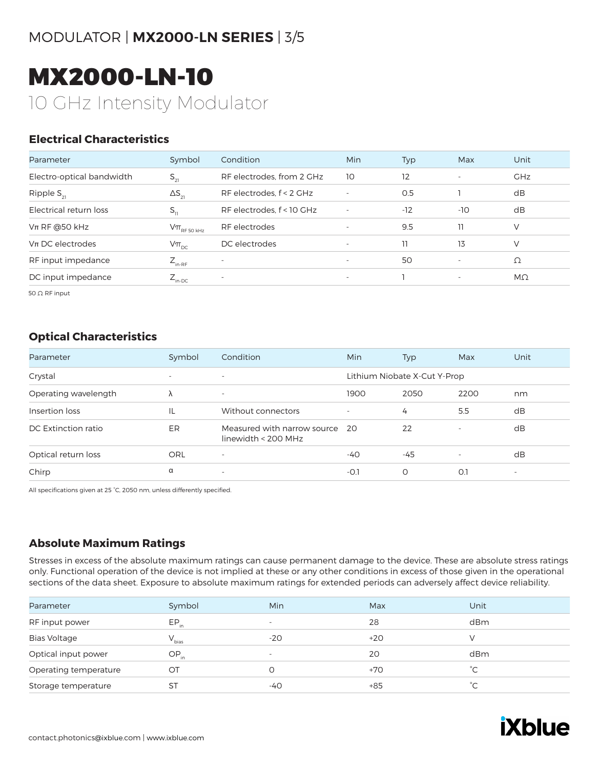# MX2000-LN-10

10 GHz Intensity Modulator

## Electrical Characteristics

| Parameter | Symbol | Condition | Min | Typ | Max | Unit |
|---|---|---|---|---|---|---|
| Electro-optical bandwidth | $S_{21}$ | RF electrodes, from 2 GHz | 10 | 12 | - | GHz |
| Ripple $S_{21}$ | $\Delta S_{21}$ | RF electrodes, f < 2 GHz | - | 0.5 | 1 | dB |
| Electrical return loss | $S_{11}$ | RF electrodes, f < 10 GHz | - | -12 | -10 | dB |
| Vπ RF @50 kHz | $V\pi_{RF\ 50\ kHz}$ | RF electrodes | - | 9.5 | 11 | V |
| Vπ DC electrodes | $V\pi_{DC}$ | DC electrodes | - | 11 | 13 | V |
| RF input impedance | $Z_{in\text{-}RF}$ | - | - | 50 | - | Ω |
| DC input impedance | $Z_{in\text{-}DC}$ | - | - | 1 | - | MΩ |

50 Ω RF input

## Optical Characteristics

| Parameter | Symbol | Condition | Min | Typ | Max | Unit |
|---|---|---|---|---|---|---|
| Crystal | - | - | Lithium Niobate X-Cut Y-Prop | | | |
| Operating wavelength | λ | - | 1900 | 2050 | 2200 | nm |
| Insertion loss | IL | Without connectors | - | 4 | 5.5 | dB |
| DC Extinction ratio | ER | Measured with narrow source linewidth < 200 MHz | 20 | 22 | - | dB |
| Optical return loss | ORL | - | -40 | -45 | - | dB |
| Chirp | α | - | -0.1 | 0 | 0.1 | - |

All specifications given at 25 °C, 2050 nm, unless differently specified.

## Absolute Maximum Ratings

Stresses in excess of the absolute maximum ratings can cause permanent damage to the device. These are absolute stress ratings only. Functional operation of the device is not implied at these or any other conditions in excess of those given in the operational sections of the data sheet. Exposure to absolute maximum ratings for extended periods can adversely affect device reliability.

| Parameter | Symbol | Min | Max | Unit |
|---|---|---|---|---|
| RF input power | $EP_{in}$ | - | 28 | dBm |
| Bias Voltage | $V_{bias}$ | -20 | +20 | V |
| Optical input power | $OP_{in}$ | - | 20 | dBm |
| Operating temperature | OT | 0 | +70 | °C |
| Storage temperature | ST | -40 | +85 | °C |

contact.photonics@ixblue.com | www.ixblue.com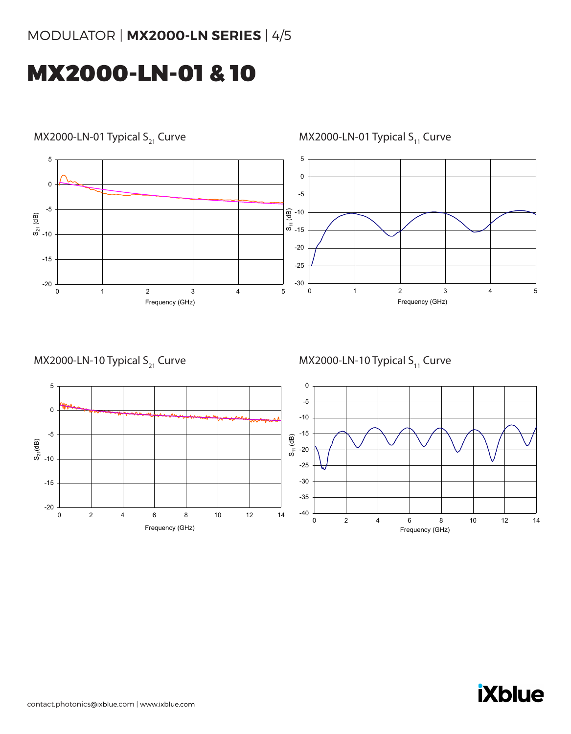# MX2000-LN-01 & 10

MX2000-LN-01 Typical $S_{21}$ Curve

MX2000-LN-01 Typical $S_{11}$ Curve

MX2000-LN-10 Typical $S_{21}$ Curve

MX2000-LN-10 Typical $S_{11}$ Curve

contact.photonics@ixblue.com | www.ixblue.com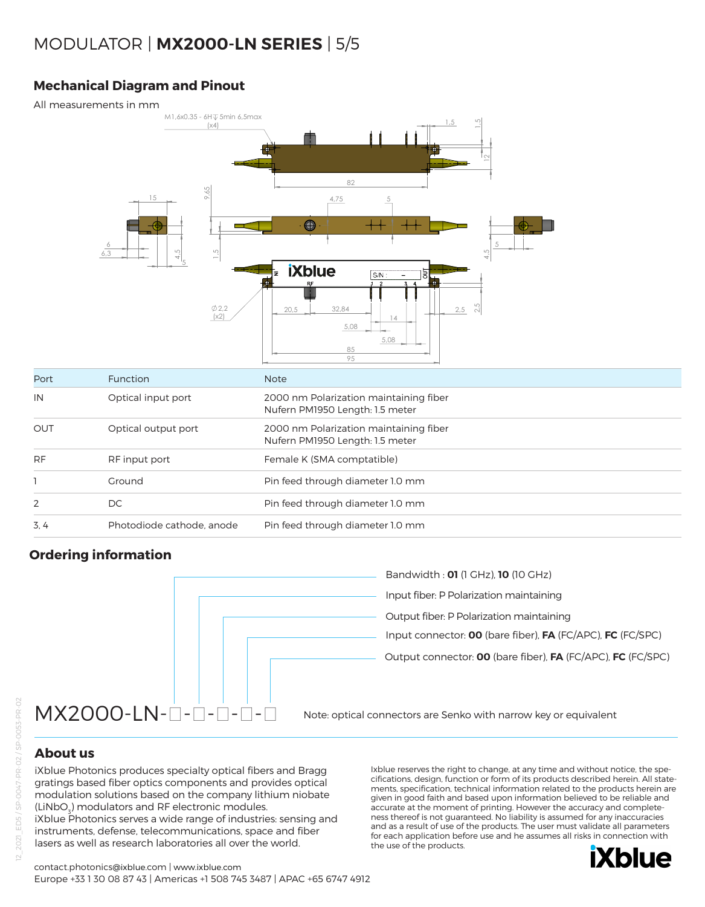## Mechanical Diagram and Pinout

All measurements in mm

M1,6x0.35 - 6H 5min 6,5max (x4)

1,5
1,5
12
82
15
9,65
4,75
5
6
6,3
4,5
5
1,5
5
4,5
Ø2,2 (x2)
IN
iXblue
S/N : –
OUT
RF
1 2 3 4
20,5
32,84
14
5,08
5,08
2,5
2,5
85
95

| Port | Function | Note |
|---|---|---|
| IN | Optical input port | 2000 nm Polarization maintaining fiber<br>Nufern PM1950 Length: 1.5 meter |
| OUT | Optical output port | 2000 nm Polarization maintaining fiber<br>Nufern PM1950 Length: 1.5 meter |
| RF | RF input port | Female K (SMA comptatible) |
| 1 | Ground | Pin feed through diameter 1.0 mm |
| 2 | DC | Pin feed through diameter 1.0 mm |
| 3, 4 | Photodiode cathode, anode | Pin feed through diameter 1.0 mm |

## Ordering information

- Bandwidth : **01** (1 GHz), **10** (10 GHz)
- Input fiber: P Polarization maintaining
- Output fiber: P Polarization maintaining
- Input connector: **00** (bare fiber), **FA** (FC/APC), **FC** (FC/SPC)
- Output connector: **00** (bare fiber), **FA** (FC/APC), **FC** (FC/SPC)

MX2000-LN-□-□-□-□-□

Note: optical connectors are Senko with narrow key or equivalent

## About us

iXblue Photonics produces specialty optical fibers and Bragg gratings based fiber optics components and provides optical modulation solutions based on the company lithium niobate ($LiNbO_3$) modulators and RF electronic modules.
iXblue Photonics serves a wide range of industries: sensing and instruments, defense, telecommunications, space and fiber lasers as well as research laboratories all over the world.

Ixblue reserves the right to change, at any time and without notice, the specifications, design, function or form of its products described herein. All statements, specification, technical information related to the products herein are given in good faith and based upon information believed to be reliable and accurate at the moment of printing. However the accuracy and completeness thereof is not guaranteed. No liability is assumed for any inaccuracies and as a result of use of the products. The user must validate all parameters for each application before use and he assumes all risks in connection with the use of the products.

iXblue

contact.photonics@ixblue.com | www.ixblue.com
Europe +33 1 30 08 87 43 | Americas +1 508 745 3487 | APAC +65 6747 4912

12_2021_ED5 / SP-0047-PR-02 / SP-0053-PR-02